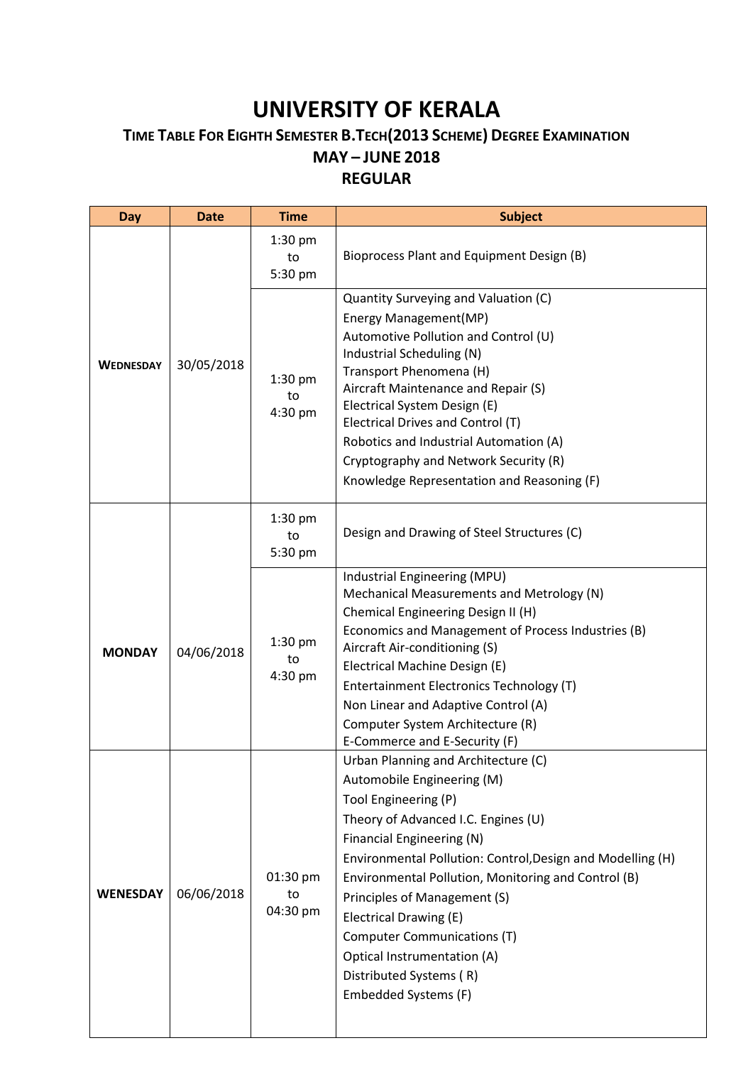# UNIVERSITY OF KERALA

## TIME TABLE FOR EIGHTH SEMESTER B.TECH(2013 SCHEME) DEGREE EXAMINATION

## MAY – JUNE 2018

## REGULAR

| Day | Date | Time | Subject |
|---|---|---|---|
| WEDNESDAY | 30/05/2018 | 1:30 pm to 5:30 pm | Bioprocess Plant and Equipment Design (B) |
| | | 1:30 pm to 4:30 pm | Quantity Surveying and Valuation (C)<br>Energy Management(MP)<br>Automotive Pollution and Control (U)<br>Industrial Scheduling (N)<br>Transport Phenomena (H)<br>Aircraft Maintenance and Repair (S)<br>Electrical System Design (E)<br>Electrical Drives and Control (T)<br>Robotics and Industrial Automation (A)<br>Cryptography and Network Security (R)<br>Knowledge Representation and Reasoning (F) |
| MONDAY | 04/06/2018 | 1:30 pm to 5:30 pm | Design and Drawing of Steel Structures (C) |
| | | 1:30 pm to 4:30 pm | Industrial Engineering (MPU)<br>Mechanical Measurements and Metrology (N)<br>Chemical Engineering Design II (H)<br>Economics and Management of Process Industries (B)<br>Aircraft Air-conditioning (S)<br>Electrical Machine Design (E)<br>Entertainment Electronics Technology (T)<br>Non Linear and Adaptive Control (A)<br>Computer System Architecture (R)<br>E-Commerce and E-Security (F) |
| WENESDAY | 06/06/2018 | 01:30 pm to 04:30 pm | Urban Planning and Architecture (C)<br>Automobile Engineering (M)<br>Tool Engineering (P)<br>Theory of Advanced I.C. Engines (U)<br>Financial Engineering (N)<br>Environmental Pollution: Control,Design and Modelling (H)<br>Environmental Pollution, Monitoring and Control (B)<br>Principles of Management (S)<br>Electrical Drawing (E)<br>Computer Communications (T)<br>Optical Instrumentation (A)<br>Distributed Systems ( R)<br>Embedded Systems (F) |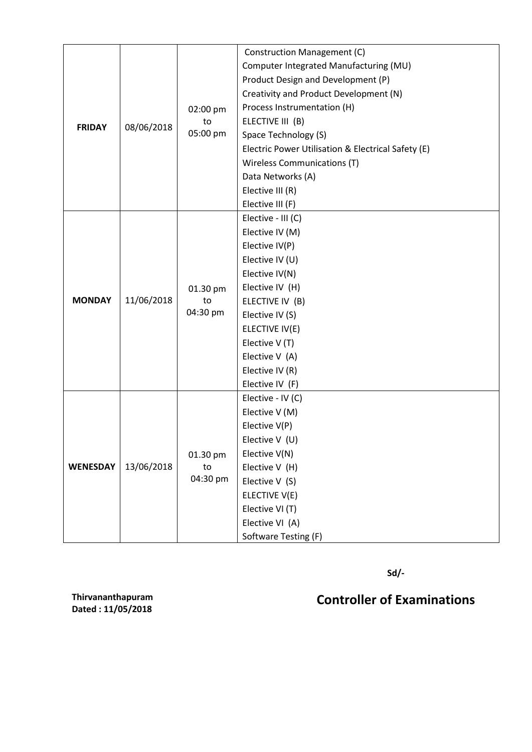| | | | |
|---|---|---|---|
| **FRIDAY** | 08/06/2018 | 02:00 pm to 05:00 pm | Construction Management (C)<br>Computer Integrated Manufacturing (MU)<br>Product Design and Development (P)<br>Creativity and Product Development (N)<br>Process Instrumentation (H)<br>ELECTIVE III (B)<br>Space Technology (S)<br>Electric Power Utilisation & Electrical Safety (E)<br>Wireless Communications (T)<br>Data Networks (A)<br>Elective III (R)<br>Elective III (F) |
| **MONDAY** | 11/06/2018 | 01.30 pm to 04:30 pm | Elective - III (C)<br>Elective IV (M)<br>Elective IV(P)<br>Elective IV (U)<br>Elective IV(N)<br>Elective IV (H)<br>ELECTIVE IV (B)<br>Elective IV (S)<br>ELECTIVE IV(E)<br>Elective V (T)<br>Elective V (A)<br>Elective IV (R)<br>Elective IV (F) |
| **WENESDAY** | 13/06/2018 | 01.30 pm to 04:30 pm | Elective - IV (C)<br>Elective V (M)<br>Elective V(P)<br>Elective V (U)<br>Elective V(N)<br>Elective V (H)<br>Elective V (S)<br>ELECTIVE V(E)<br>Elective VI (T)<br>Elective VI (A)<br>Software Testing (F) |

**Sd/-**

**Thirvananthapuram**
**Dated : 11/05/2018**

## Controller of Examinations